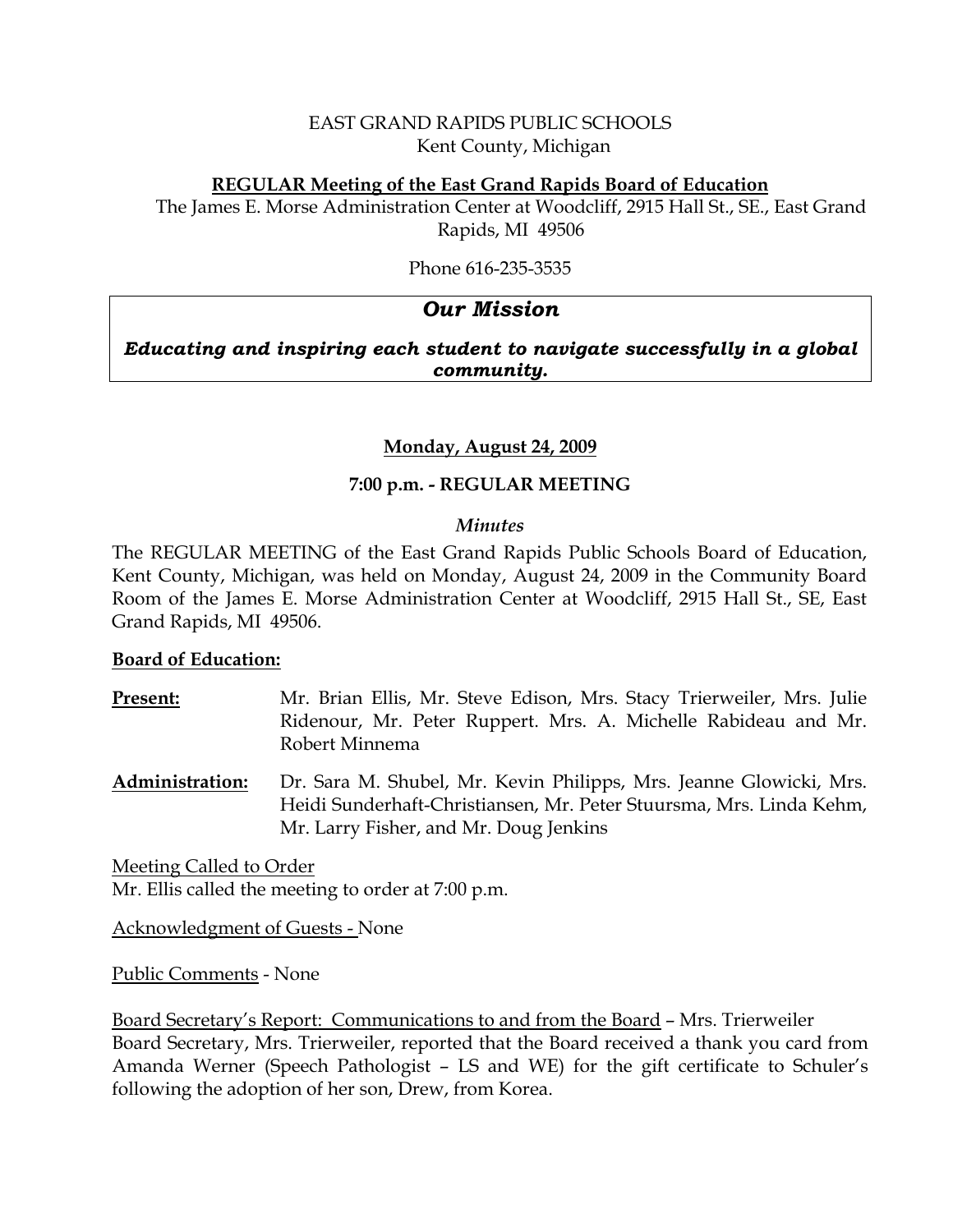EAST GRAND RAPIDS PUBLIC SCHOOLS
Kent County, Michigan

**REGULAR Meeting of the East Grand Rapids Board of Education**

The James E. Morse Administration Center at Woodcliff, 2915 Hall St., SE., East Grand Rapids, MI 49506

Phone 616-235-3535

| *Our Mission* |
| --- |
| ***Educating and inspiring each student to navigate successfully in a global community.*** |

**Monday, August 24, 2009**

**7:00 p.m. - REGULAR MEETING**

*Minutes*

The REGULAR MEETING of the East Grand Rapids Public Schools Board of Education, Kent County, Michigan, was held on Monday, August 24, 2009 in the Community Board Room of the James E. Morse Administration Center at Woodcliff, 2915 Hall St., SE, East Grand Rapids, MI 49506.

**Board of Education:**

**Present:** Mr. Brian Ellis, Mr. Steve Edison, Mrs. Stacy Trierweiler, Mrs. Julie Ridenour, Mr. Peter Ruppert. Mrs. A. Michelle Rabideau and Mr. Robert Minnema

**Administration:** Dr. Sara M. Shubel, Mr. Kevin Philipps, Mrs. Jeanne Glowicki, Mrs. Heidi Sunderhaft-Christiansen, Mr. Peter Stuursma, Mrs. Linda Kehm, Mr. Larry Fisher, and Mr. Doug Jenkins

Meeting Called to Order

Mr. Ellis called the meeting to order at 7:00 p.m.

Acknowledgment of Guests - None

Public Comments - None

Board Secretary's Report: Communications to and from the Board – Mrs. Trierweiler

Board Secretary, Mrs. Trierweiler, reported that the Board received a thank you card from Amanda Werner (Speech Pathologist – LS and WE) for the gift certificate to Schuler's following the adoption of her son, Drew, from Korea.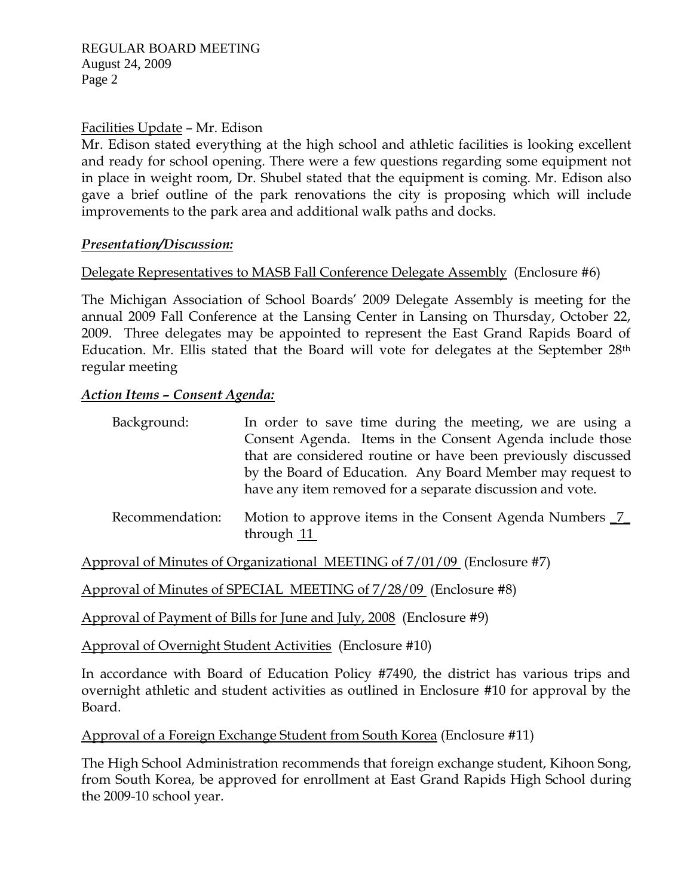Facilities Update – Mr. Edison

Mr. Edison stated everything at the high school and athletic facilities is looking excellent and ready for school opening. There were a few questions regarding some equipment not in place in weight room, Dr. Shubel stated that the equipment is coming. Mr. Edison also gave a brief outline of the park renovations the city is proposing which will include improvements to the park area and additional walk paths and docks.

***Presentation/Discussion:***

Delegate Representatives to MASB Fall Conference Delegate Assembly (Enclosure #6)

The Michigan Association of School Boards' 2009 Delegate Assembly is meeting for the annual 2009 Fall Conference at the Lansing Center in Lansing on Thursday, October 22, 2009. Three delegates may be appointed to represent the East Grand Rapids Board of Education. Mr. Ellis stated that the Board will vote for delegates at the September 28th regular meeting

***Action Items – Consent Agenda:***

Background: In order to save time during the meeting, we are using a Consent Agenda. Items in the Consent Agenda include those that are considered routine or have been previously discussed by the Board of Education. Any Board Member may request to have any item removed for a separate discussion and vote.

Recommendation: Motion to approve items in the Consent Agenda Numbers 7 through 11

Approval of Minutes of Organizational MEETING of 7/01/09 (Enclosure #7)

Approval of Minutes of SPECIAL MEETING of 7/28/09 (Enclosure #8)

Approval of Payment of Bills for June and July, 2008 (Enclosure #9)

Approval of Overnight Student Activities (Enclosure #10)

In accordance with Board of Education Policy #7490, the district has various trips and overnight athletic and student activities as outlined in Enclosure #10 for approval by the Board.

Approval of a Foreign Exchange Student from South Korea (Enclosure #11)

The High School Administration recommends that foreign exchange student, Kihoon Song, from South Korea, be approved for enrollment at East Grand Rapids High School during the 2009-10 school year.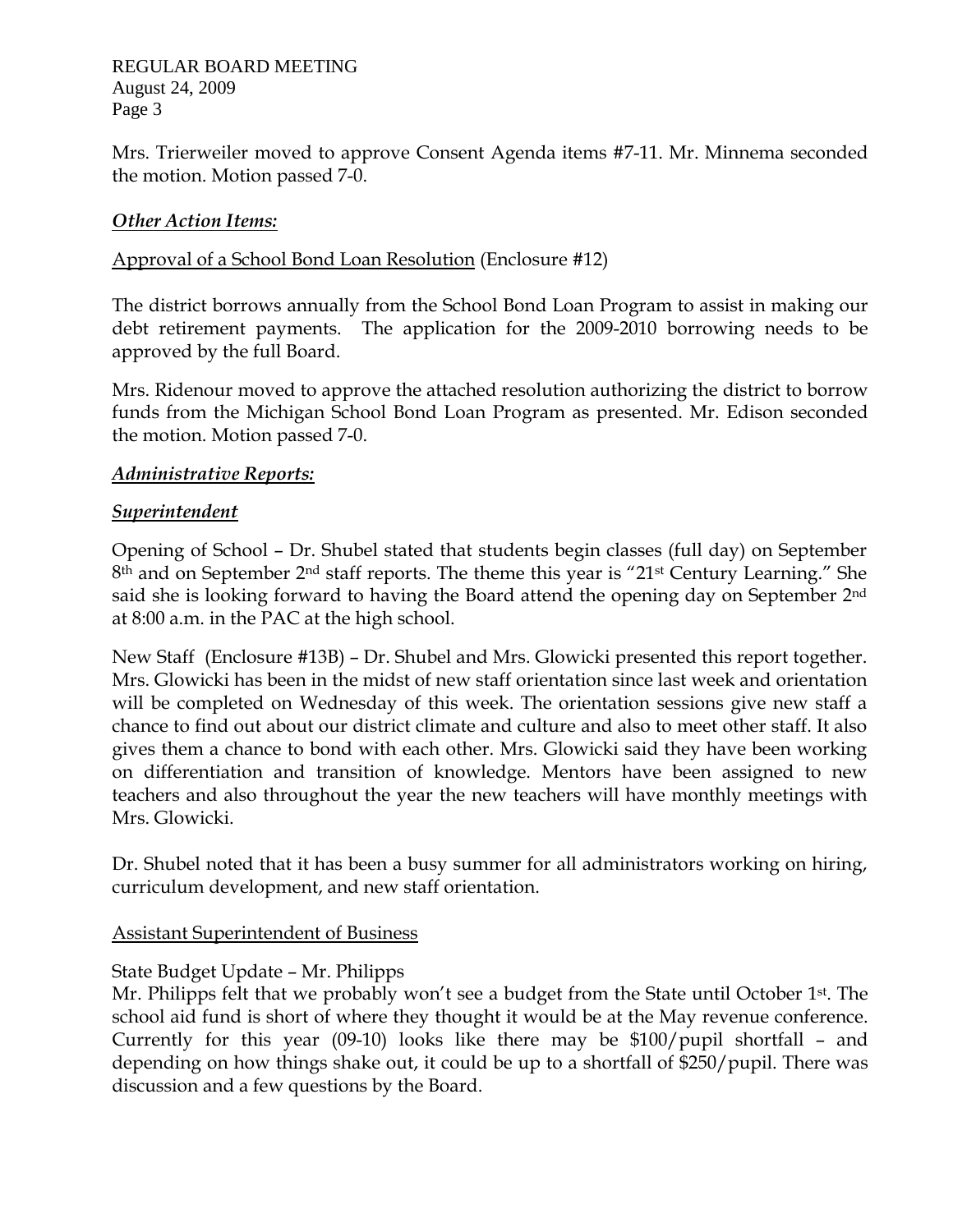Mrs. Trierweiler moved to approve Consent Agenda items #7-11. Mr. Minnema seconded the motion. Motion passed 7-0.

***Other Action Items:***

Approval of a School Bond Loan Resolution (Enclosure #12)

The district borrows annually from the School Bond Loan Program to assist in making our debt retirement payments. The application for the 2009-2010 borrowing needs to be approved by the full Board.

Mrs. Ridenour moved to approve the attached resolution authorizing the district to borrow funds from the Michigan School Bond Loan Program as presented. Mr. Edison seconded the motion. Motion passed 7-0.

***Administrative Reports:***

***Superintendent***

Opening of School – Dr. Shubel stated that students begin classes (full day) on September 8th and on September 2nd staff reports. The theme this year is "21st Century Learning." She said she is looking forward to having the Board attend the opening day on September 2nd at 8:00 a.m. in the PAC at the high school.

New Staff (Enclosure #13B) – Dr. Shubel and Mrs. Glowicki presented this report together. Mrs. Glowicki has been in the midst of new staff orientation since last week and orientation will be completed on Wednesday of this week. The orientation sessions give new staff a chance to find out about our district climate and culture and also to meet other staff. It also gives them a chance to bond with each other. Mrs. Glowicki said they have been working on differentiation and transition of knowledge. Mentors have been assigned to new teachers and also throughout the year the new teachers will have monthly meetings with Mrs. Glowicki.

Dr. Shubel noted that it has been a busy summer for all administrators working on hiring, curriculum development, and new staff orientation.

Assistant Superintendent of Business

State Budget Update – Mr. Philipps

Mr. Philipps felt that we probably won't see a budget from the State until October 1st. The school aid fund is short of where they thought it would be at the May revenue conference. Currently for this year (09-10) looks like there may be $100/pupil shortfall – and depending on how things shake out, it could be up to a shortfall of $250/pupil. There was discussion and a few questions by the Board.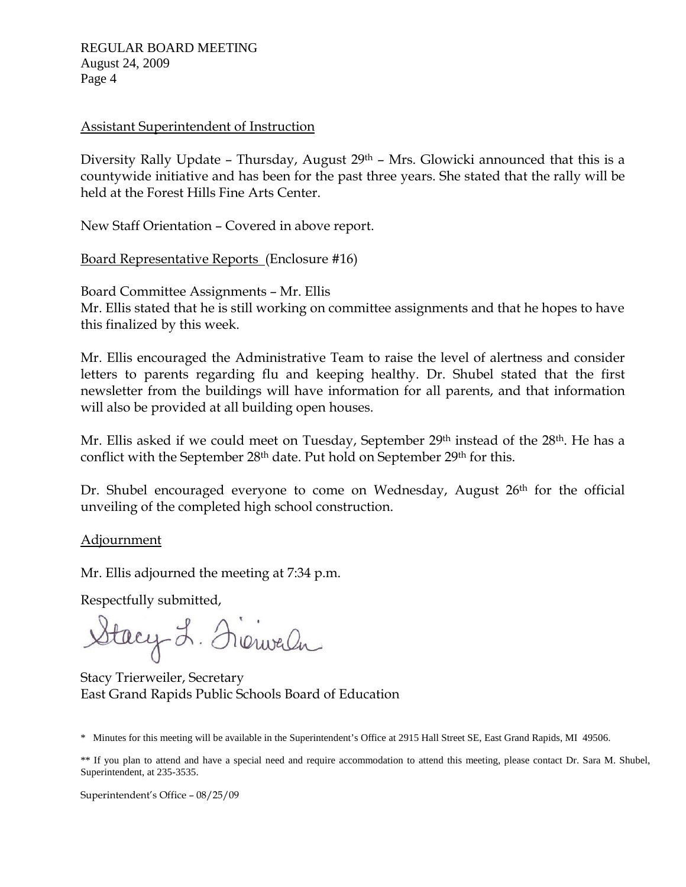Assistant Superintendent of Instruction

Diversity Rally Update – Thursday, August 29th – Mrs. Glowicki announced that this is a countywide initiative and has been for the past three years. She stated that the rally will be held at the Forest Hills Fine Arts Center.

New Staff Orientation – Covered in above report.

Board Representative Reports (Enclosure #16)

Board Committee Assignments – Mr. Ellis
Mr. Ellis stated that he is still working on committee assignments and that he hopes to have this finalized by this week.

Mr. Ellis encouraged the Administrative Team to raise the level of alertness and consider letters to parents regarding flu and keeping healthy. Dr. Shubel stated that the first newsletter from the buildings will have information for all parents, and that information will also be provided at all building open houses.

Mr. Ellis asked if we could meet on Tuesday, September 29th instead of the 28th. He has a conflict with the September 28th date. Put hold on September 29th for this.

Dr. Shubel encouraged everyone to come on Wednesday, August 26th for the official unveiling of the completed high school construction.

Adjournment

Mr. Ellis adjourned the meeting at 7:34 p.m.

Respectfully submitted,

Stacy L. Trierweiler

Stacy Trierweiler, Secretary
East Grand Rapids Public Schools Board of Education

* Minutes for this meeting will be available in the Superintendent's Office at 2915 Hall Street SE, East Grand Rapids, MI 49506.

** If you plan to attend and have a special need and require accommodation to attend this meeting, please contact Dr. Sara M. Shubel, Superintendent, at 235-3535.

Superintendent's Office – 08/25/09